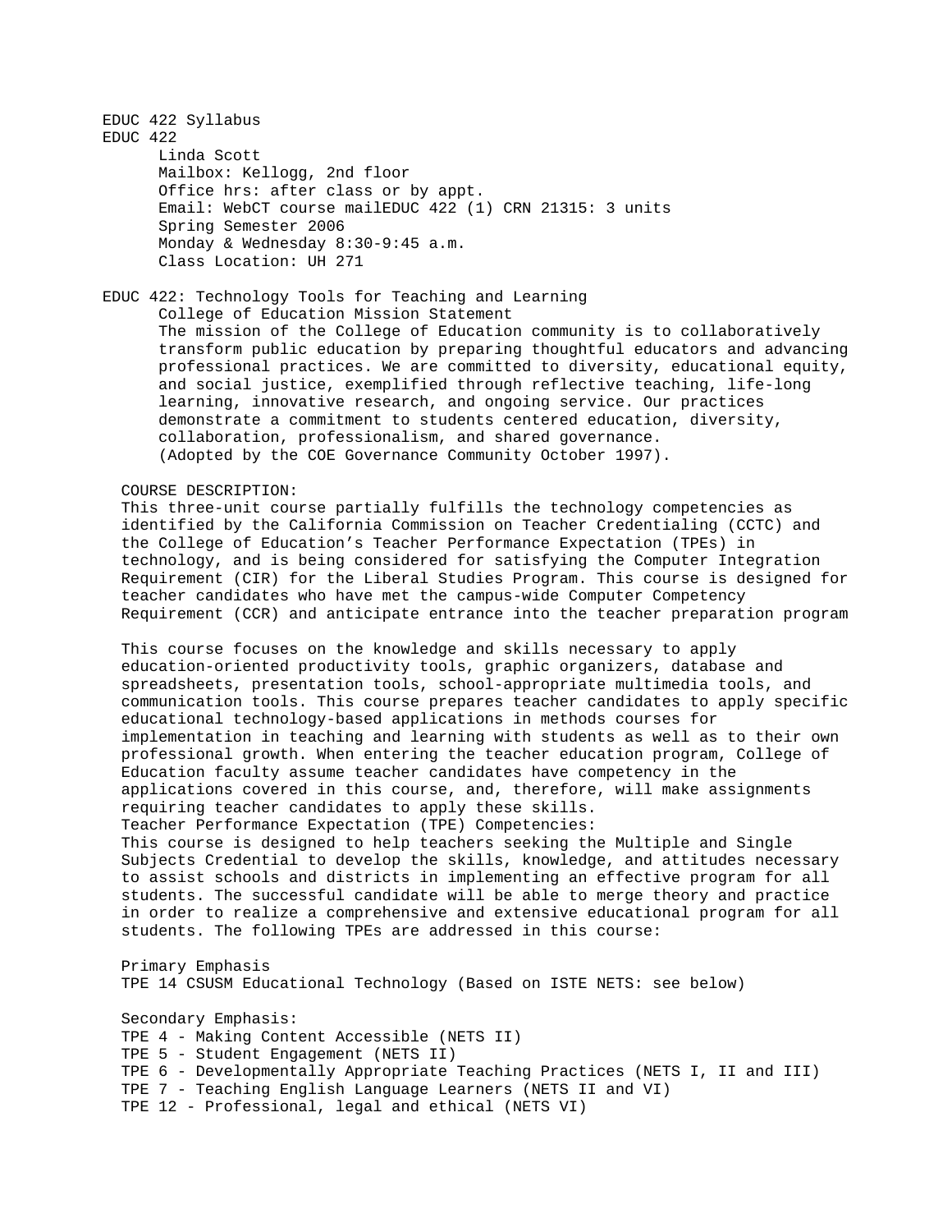EDUC 422 Syllabus

EDUC 422

Linda Scott
Mailbox: Kellogg, 2nd floor
Office hrs: after class or by appt.
Email: WebCT course mailEDUC 422 (1) CRN 21315: 3 units
Spring Semester 2006
Monday & Wednesday 8:30-9:45 a.m.
Class Location: UH 271

# EDUC 422: Technology Tools for Teaching and Learning

## College of Education Mission Statement

The mission of the College of Education community is to collaboratively transform public education by preparing thoughtful educators and advancing professional practices. We are committed to diversity, educational equity, and social justice, exemplified through reflective teaching, life-long learning, innovative research, and ongoing service. Our practices demonstrate a commitment to students centered education, diversity, collaboration, professionalism, and shared governance. (Adopted by the COE Governance Community October 1997).

## COURSE DESCRIPTION:

This three-unit course partially fulfills the technology competencies as identified by the California Commission on Teacher Credentialing (CCTC) and the College of Education's Teacher Performance Expectation (TPEs) in technology, and is being considered for satisfying the Computer Integration Requirement (CIR) for the Liberal Studies Program. This course is designed for teacher candidates who have met the campus-wide Computer Competency Requirement (CCR) and anticipate entrance into the teacher preparation program

This course focuses on the knowledge and skills necessary to apply education-oriented productivity tools, graphic organizers, database and spreadsheets, presentation tools, school-appropriate multimedia tools, and communication tools. This course prepares teacher candidates to apply specific educational technology-based applications in methods courses for implementation in teaching and learning with students as well as to their own professional growth. When entering the teacher education program, College of Education faculty assume teacher candidates have competency in the applications covered in this course, and, therefore, will make assignments requiring teacher candidates to apply these skills.

## Teacher Performance Expectation (TPE) Competencies:

This course is designed to help teachers seeking the Multiple and Single Subjects Credential to develop the skills, knowledge, and attitudes necessary to assist schools and districts in implementing an effective program for all students. The successful candidate will be able to merge theory and practice in order to realize a comprehensive and extensive educational program for all students. The following TPEs are addressed in this course:

Primary Emphasis
TPE 14 CSUSM Educational Technology (Based on ISTE NETS: see below)

Secondary Emphasis:
TPE 4 - Making Content Accessible (NETS II)
TPE 5 - Student Engagement (NETS II)
TPE 6 - Developmentally Appropriate Teaching Practices (NETS I, II and III)
TPE 7 - Teaching English Language Learners (NETS II and VI)
TPE 12 - Professional, legal and ethical (NETS VI)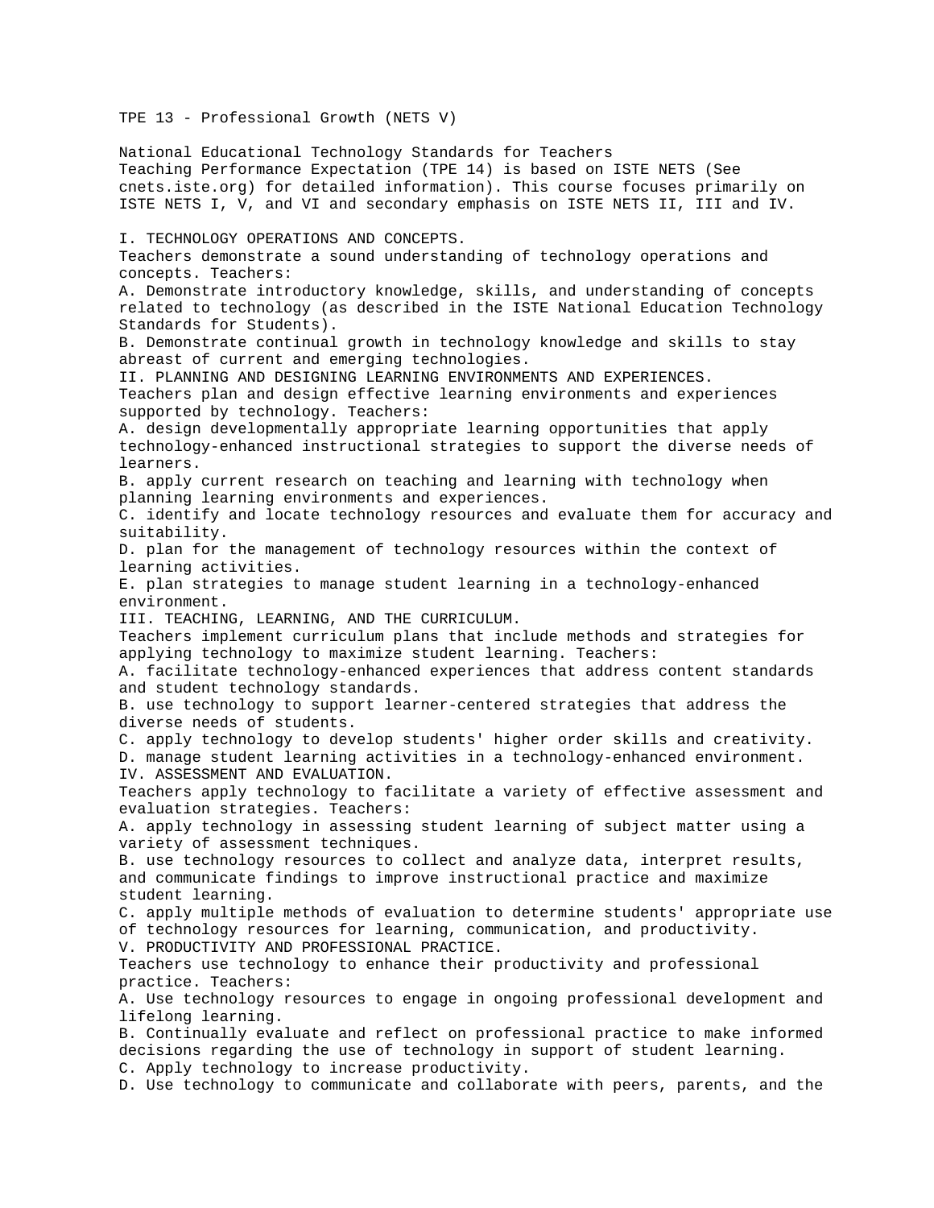TPE 13 - Professional Growth (NETS V)

National Educational Technology Standards for Teachers
Teaching Performance Expectation (TPE 14) is based on ISTE NETS (See cnets.iste.org) for detailed information). This course focuses primarily on ISTE NETS I, V, and VI and secondary emphasis on ISTE NETS II, III and IV.

I. TECHNOLOGY OPERATIONS AND CONCEPTS.
Teachers demonstrate a sound understanding of technology operations and concepts. Teachers:
A. Demonstrate introductory knowledge, skills, and understanding of concepts related to technology (as described in the ISTE National Education Technology Standards for Students).
B. Demonstrate continual growth in technology knowledge and skills to stay abreast of current and emerging technologies.
II. PLANNING AND DESIGNING LEARNING ENVIRONMENTS AND EXPERIENCES.
Teachers plan and design effective learning environments and experiences supported by technology. Teachers:
A. design developmentally appropriate learning opportunities that apply technology-enhanced instructional strategies to support the diverse needs of learners.
B. apply current research on teaching and learning with technology when planning learning environments and experiences.
C. identify and locate technology resources and evaluate them for accuracy and suitability.
D. plan for the management of technology resources within the context of learning activities.
E. plan strategies to manage student learning in a technology-enhanced environment.
III. TEACHING, LEARNING, AND THE CURRICULUM.
Teachers implement curriculum plans that include methods and strategies for applying technology to maximize student learning. Teachers:
A. facilitate technology-enhanced experiences that address content standards and student technology standards.
B. use technology to support learner-centered strategies that address the diverse needs of students.
C. apply technology to develop students' higher order skills and creativity.
D. manage student learning activities in a technology-enhanced environment.
IV. ASSESSMENT AND EVALUATION.
Teachers apply technology to facilitate a variety of effective assessment and evaluation strategies. Teachers:
A. apply technology in assessing student learning of subject matter using a variety of assessment techniques.
B. use technology resources to collect and analyze data, interpret results, and communicate findings to improve instructional practice and maximize student learning.
C. apply multiple methods of evaluation to determine students' appropriate use of technology resources for learning, communication, and productivity.
V. PRODUCTIVITY AND PROFESSIONAL PRACTICE.
Teachers use technology to enhance their productivity and professional practice. Teachers:
A. Use technology resources to engage in ongoing professional development and lifelong learning.
B. Continually evaluate and reflect on professional practice to make informed decisions regarding the use of technology in support of student learning.
C. Apply technology to increase productivity.
D. Use technology to communicate and collaborate with peers, parents, and the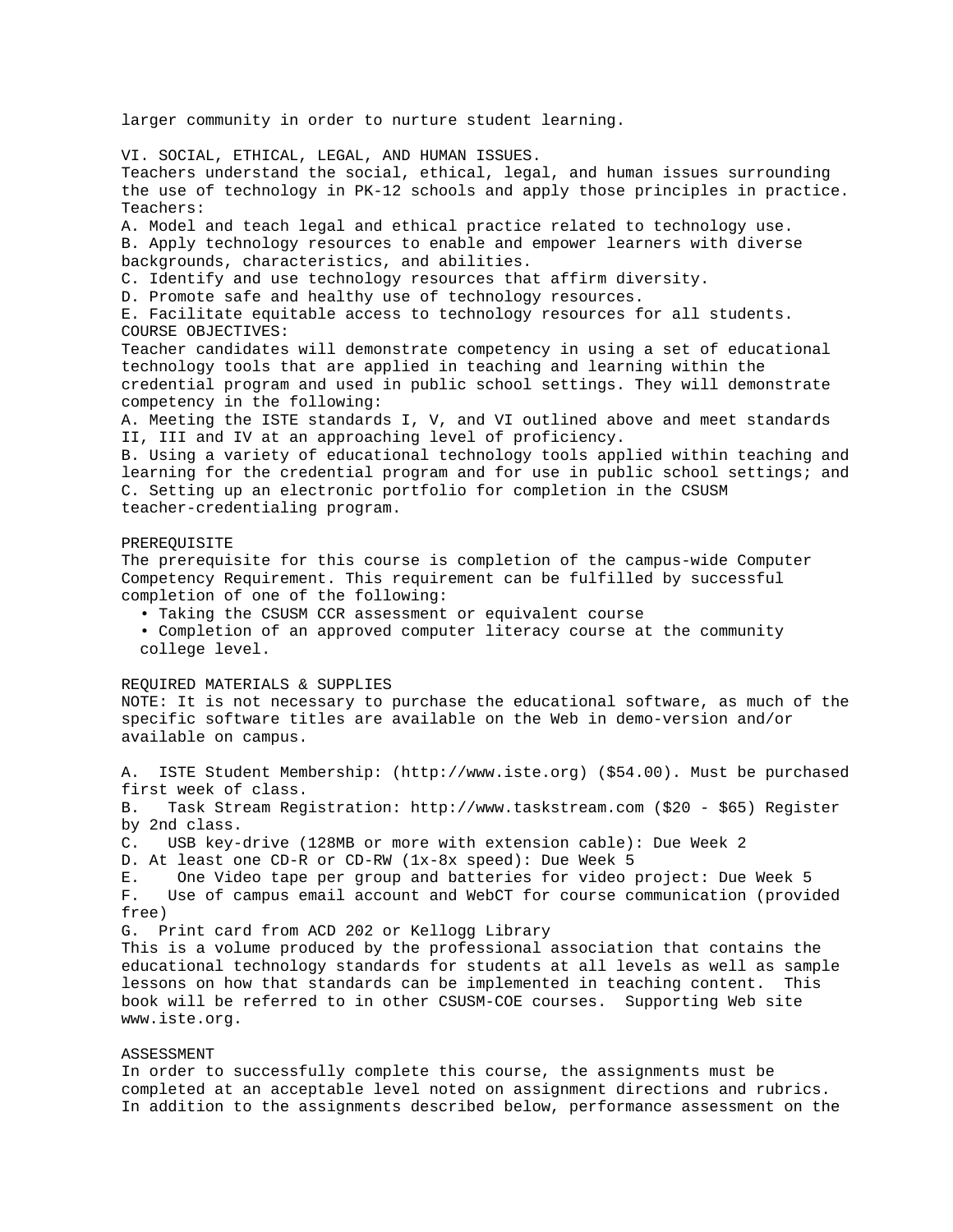larger community in order to nurture student learning.

VI. SOCIAL, ETHICAL, LEGAL, AND HUMAN ISSUES.
Teachers understand the social, ethical, legal, and human issues surrounding the use of technology in PK-12 schools and apply those principles in practice. Teachers:

A. Model and teach legal and ethical practice related to technology use.
B. Apply technology resources to enable and empower learners with diverse backgrounds, characteristics, and abilities.
C. Identify and use technology resources that affirm diversity.
D. Promote safe and healthy use of technology resources.
E. Facilitate equitable access to technology resources for all students.

COURSE OBJECTIVES:
Teacher candidates will demonstrate competency in using a set of educational technology tools that are applied in teaching and learning within the credential program and used in public school settings. They will demonstrate competency in the following:

A. Meeting the ISTE standards I, V, and VI outlined above and meet standards II, III and IV at an approaching level of proficiency.
B. Using a variety of educational technology tools applied within teaching and learning for the credential program and for use in public school settings; and
C. Setting up an electronic portfolio for completion in the CSUSM teacher-credentialing program.

PREREQUISITE
The prerequisite for this course is completion of the campus-wide Computer Competency Requirement. This requirement can be fulfilled by successful completion of one of the following:

- Taking the CSUSM CCR assessment or equivalent course
- Completion of an approved computer literacy course at the community college level.

REQUIRED MATERIALS & SUPPLIES
NOTE: It is not necessary to purchase the educational software, as much of the specific software titles are available on the Web in demo-version and/or available on campus.

A. ISTE Student Membership: (http://www.iste.org) ($54.00). Must be purchased first week of class.
B. Task Stream Registration: http://www.taskstream.com ($20 - $65) Register by 2nd class.
C. USB key-drive (128MB or more with extension cable): Due Week 2
D. At least one CD-R or CD-RW (1x-8x speed): Due Week 5
E. One Video tape per group and batteries for video project: Due Week 5
F. Use of campus email account and WebCT for course communication (provided free)
G. Print card from ACD 202 or Kellogg Library

This is a volume produced by the professional association that contains the educational technology standards for students at all levels as well as sample lessons on how that standards can be implemented in teaching content. This book will be referred to in other CSUSM-COE courses. Supporting Web site www.iste.org.

ASSESSMENT
In order to successfully complete this course, the assignments must be completed at an acceptable level noted on assignment directions and rubrics. In addition to the assignments described below, performance assessment on the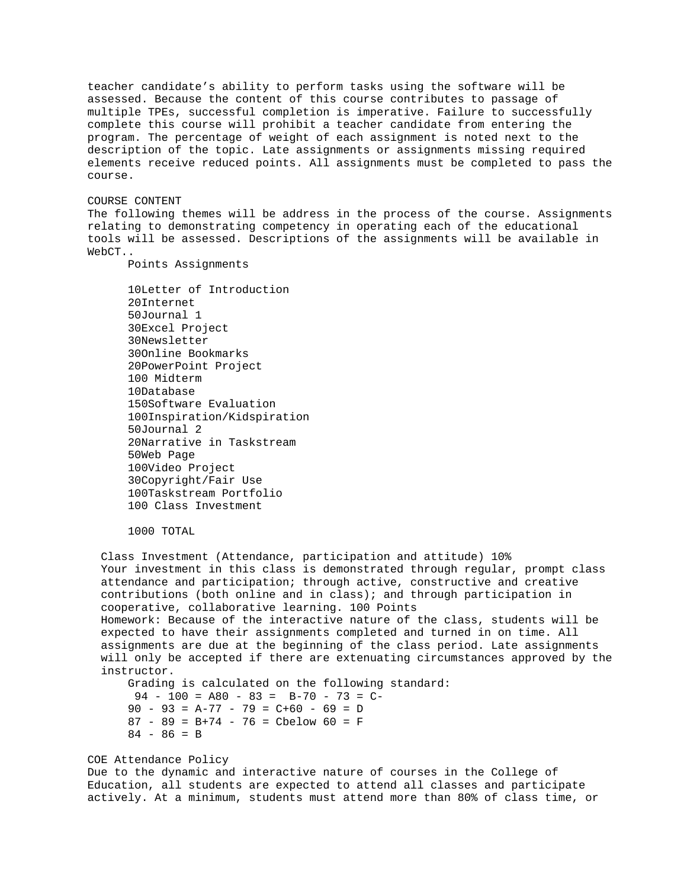teacher candidate's ability to perform tasks using the software will be assessed. Because the content of this course contributes to passage of multiple TPEs, successful completion is imperative. Failure to successfully complete this course will prohibit a teacher candidate from entering the program. The percentage of weight of each assignment is noted next to the description of the topic. Late assignments or assignments missing required elements receive reduced points. All assignments must be completed to pass the course.

COURSE CONTENT

The following themes will be address in the process of the course. Assignments relating to demonstrating competency in operating each of the educational tools will be assessed. Descriptions of the assignments will be available in WebCT..

| Points | Assignments |
|---|---|
| 10 | Letter of Introduction |
| 20 | Internet |
| 50 | Journal 1 |
| 30 | Excel Project |
| 30 | Newsletter |
| 30 | Online Bookmarks |
| 20 | PowerPoint Project |
| 100 | Midterm |
| 10 | Database |
| 150 | Software Evaluation |
| 100 | Inspiration/Kidspiration |
| 50 | Journal 2 |
| 20 | Narrative in Taskstream |
| 50 | Web Page |
| 100 | Video Project |
| 30 | Copyright/Fair Use |
| 100 | Taskstream Portfolio |
| 100 | Class Investment |
| 1000 | TOTAL |

Class Investment (Attendance, participation and attitude) 10%
Your investment in this class is demonstrated through regular, prompt class attendance and participation; through active, constructive and creative contributions (both online and in class); and through participation in cooperative, collaborative learning. 100 Points

Homework: Because of the interactive nature of the class, students will be expected to have their assignments completed and turned in on time. All assignments are due at the beginning of the class period. Late assignments will only be accepted if there are extenuating circumstances approved by the instructor.

Grading is calculated on the following standard:

| | | |
|---|---|---|
| 94 - 100 = A | 80 - 83 = B- | 70 - 73 = C- |
| 90 - 93 = A- | 77 - 79 = C+ | 60 - 69 = D |
| 87 - 89 = B+ | 74 - 76 = C | below 60 = F |
| 84 - 86 = B | | |

COE Attendance Policy

Due to the dynamic and interactive nature of courses in the College of Education, all students are expected to attend all classes and participate actively. At a minimum, students must attend more than 80% of class time, or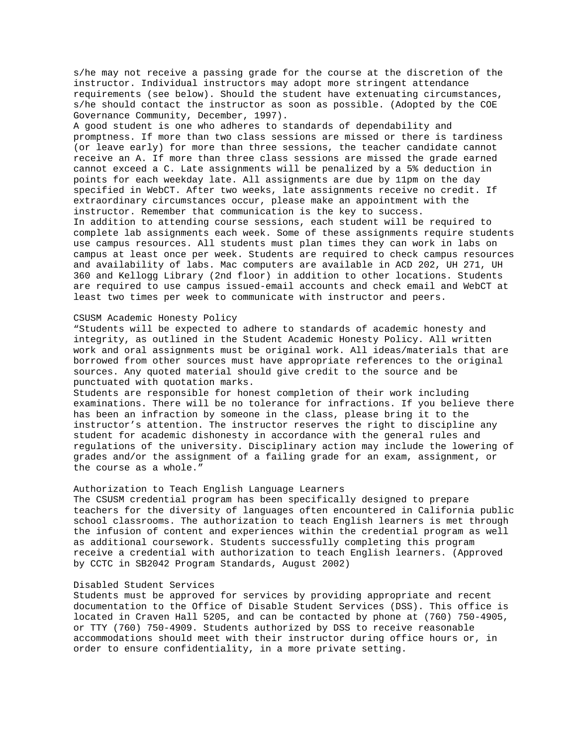s/he may not receive a passing grade for the course at the discretion of the instructor. Individual instructors may adopt more stringent attendance requirements (see below). Should the student have extenuating circumstances, s/he should contact the instructor as soon as possible. (Adopted by the COE Governance Community, December, 1997).

A good student is one who adheres to standards of dependability and promptness. If more than two class sessions are missed or there is tardiness (or leave early) for more than three sessions, the teacher candidate cannot receive an A. If more than three class sessions are missed the grade earned cannot exceed a C. Late assignments will be penalized by a 5% deduction in points for each weekday late. All assignments are due by 11pm on the day specified in WebCT. After two weeks, late assignments receive no credit. If extraordinary circumstances occur, please make an appointment with the instructor. Remember that communication is the key to success.

In addition to attending course sessions, each student will be required to complete lab assignments each week. Some of these assignments require students use campus resources. All students must plan times they can work in labs on campus at least once per week. Students are required to check campus resources and availability of labs. Mac computers are available in ACD 202, UH 271, UH 360 and Kellogg Library (2nd floor) in addition to other locations. Students are required to use campus issued-email accounts and check email and WebCT at least two times per week to communicate with instructor and peers.

## CSUSM Academic Honesty Policy

“Students will be expected to adhere to standards of academic honesty and integrity, as outlined in the Student Academic Honesty Policy. All written work and oral assignments must be original work. All ideas/materials that are borrowed from other sources must have appropriate references to the original sources. Any quoted material should give credit to the source and be punctuated with quotation marks.

Students are responsible for honest completion of their work including examinations. There will be no tolerance for infractions. If you believe there has been an infraction by someone in the class, please bring it to the instructor’s attention. The instructor reserves the right to discipline any student for academic dishonesty in accordance with the general rules and regulations of the university. Disciplinary action may include the lowering of grades and/or the assignment of a failing grade for an exam, assignment, or the course as a whole.”

## Authorization to Teach English Language Learners

The CSUSM credential program has been specifically designed to prepare teachers for the diversity of languages often encountered in California public school classrooms. The authorization to teach English learners is met through the infusion of content and experiences within the credential program as well as additional coursework. Students successfully completing this program receive a credential with authorization to teach English learners. (Approved by CCTC in SB2042 Program Standards, August 2002)

## Disabled Student Services

Students must be approved for services by providing appropriate and recent documentation to the Office of Disable Student Services (DSS). This office is located in Craven Hall 5205, and can be contacted by phone at (760) 750-4905, or TTY (760) 750-4909. Students authorized by DSS to receive reasonable accommodations should meet with their instructor during office hours or, in order to ensure confidentiality, in a more private setting.